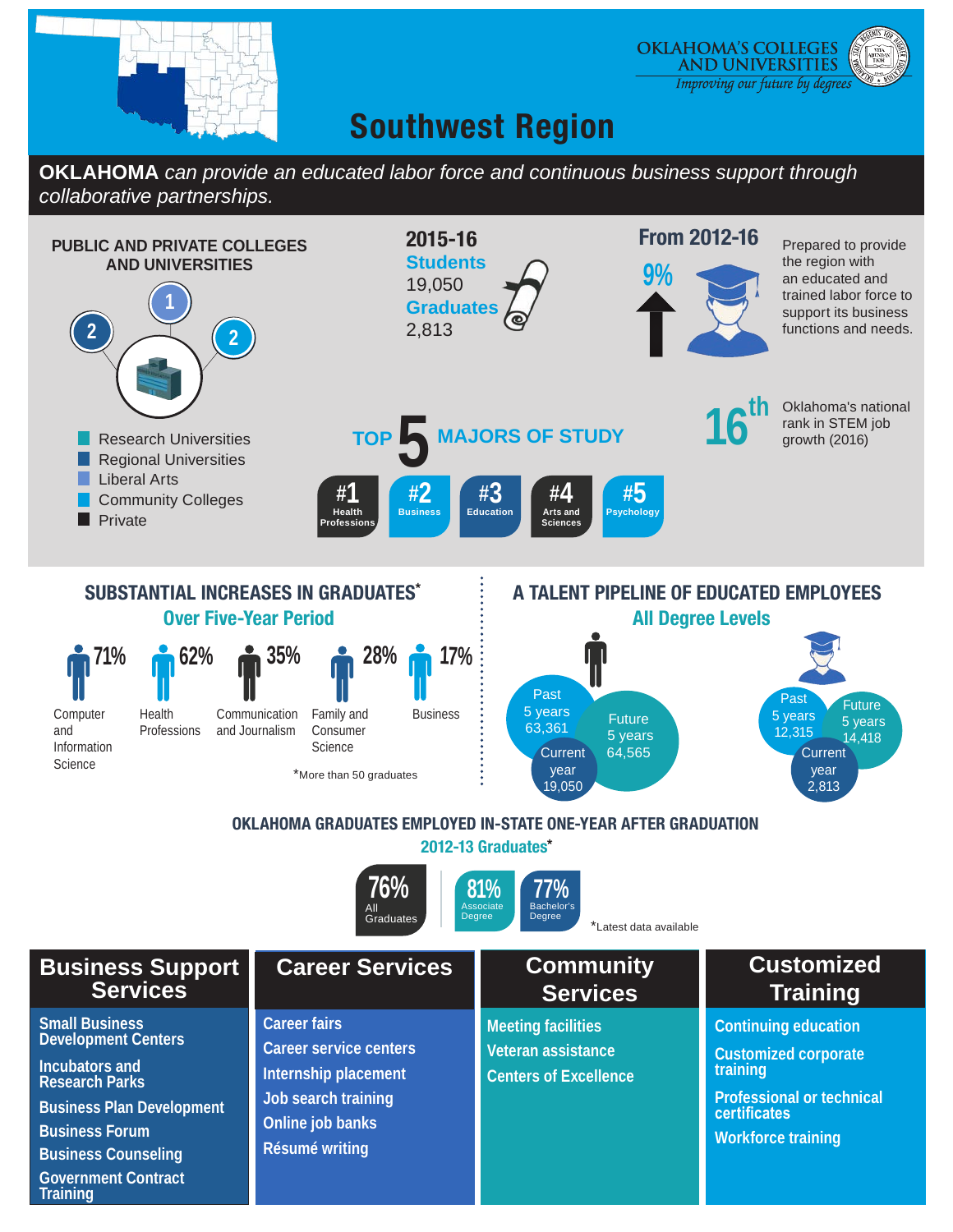OKLAHOMA'S COLLEGES AND UNIVERSITIES

*Improving our future by degrees*

# Southwest Region

**OKLAHOMA** *can provide an educated labor force and continuous business support through collaborative partnerships.*

## PUBLIC AND PRIVATE COLLEGES AND UNIVERSITIES

- Research Universities
- Regional Universities: 2
- Liberal Arts: 1
- Community Colleges: 2
- Private

## 2015-16

**Students**
19,050

**Graduates**
2,813

## From 2012-16

9% ↑

Prepared to provide the region with an educated and trained labor force to support its business functions and needs.

## 16th

Oklahoma's national rank in STEM job growth (2016)

## TOP 5 MAJORS OF STUDY

| #1 | #2 | #3 | #4 | #5 |
|---|---|---|---|---|
| Health Professions | Business | Education | Arts and Sciences | Psychology |

## SUBSTANTIAL INCREASES IN GRADUATES*

### Over Five-Year Period

| 71% | 62% | 35% | 28% | 17% |
|---|---|---|---|---|
| Computer and Information Science | Health Professions | Communication and Journalism | Family and Consumer Science | Business |

*More than 50 graduates

## A TALENT PIPELINE OF EDUCATED EMPLOYEES

### All Degree Levels

| | Students | Graduates |
|---|---|---|
| Past 5 years | 63,361 | 12,315 |
| Current year | 19,050 | 2,813 |
| Future 5 years | 64,565 | 14,418 |

## OKLAHOMA GRADUATES EMPLOYED IN-STATE ONE-YEAR AFTER GRADUATION

### 2012-13 Graduates*

| 76% | 81% | 77% |
|---|---|---|
| All Graduates | Associate Degree | Bachelor's Degree |

*Latest data available

## Business Support Services

- Small Business Development Centers
- Incubators and Research Parks
- Business Plan Development
- Business Forum
- Business Counseling
- Government Contract Training

## Career Services

- Career fairs
- Career service centers
- Internship placement
- Job search training
- Online job banks
- Résumé writing

## Community Services

- Meeting facilities
- Veteran assistance
- Centers of Excellence

## Customized Training

- Continuing education
- Customized corporate training
- Professional or technical certificates
- Workforce training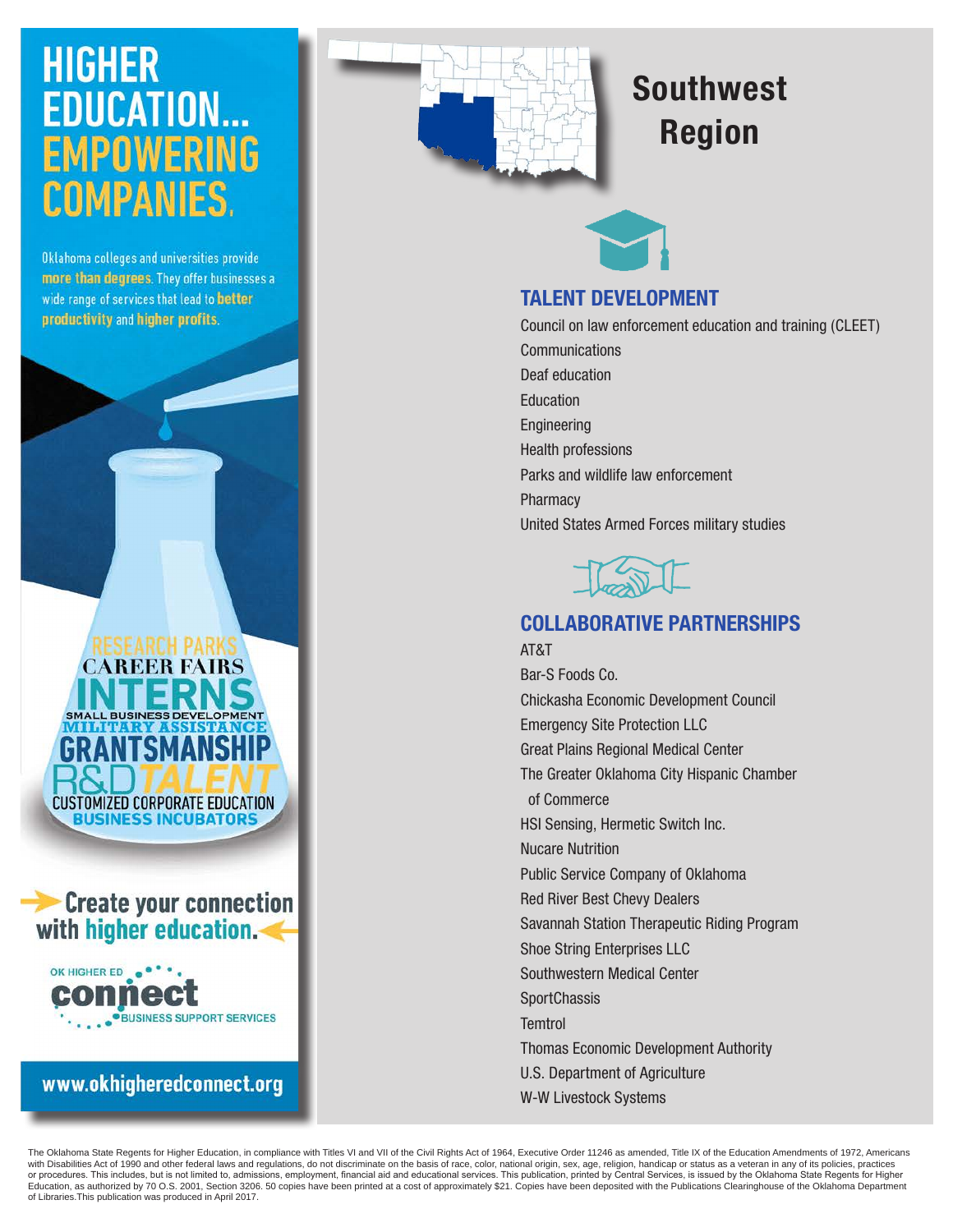# HIGHER EDUCATION... EMPOWERING COMPANIES.

Oklahoma colleges and universities provide **more than degrees**. They offer businesses a wide range of services that lead to **better productivity** and **higher profits**.

RESEARCH PARKS
CAREER FAIRS
INTERNS
SMALL BUSINESS DEVELOPMENT
MILITARY ASSISTANCE
GRANTSMANSHIP
R&D TALENT
CUSTOMIZED CORPORATE EDUCATION
BUSINESS INCUBATORS

**Create your connection with higher education.**

OK HIGHER ED connect BUSINESS SUPPORT SERVICES

www.okhigheredconnect.org

# Southwest Region

## TALENT DEVELOPMENT

Council on law enforcement education and training (CLEET)
Communications
Deaf education
Education
Engineering
Health professions
Parks and wildlife law enforcement
Pharmacy
United States Armed Forces military studies

## COLLABORATIVE PARTNERSHIPS

AT&T
Bar-S Foods Co.
Chickasha Economic Development Council
Emergency Site Protection LLC
Great Plains Regional Medical Center
The Greater Oklahoma City Hispanic Chamber of Commerce
HSI Sensing, Hermetic Switch Inc.
Nucare Nutrition
Public Service Company of Oklahoma
Red River Best Chevy Dealers
Savannah Station Therapeutic Riding Program
Shoe String Enterprises LLC
Southwestern Medical Center
SportChassis
Temtrol
Thomas Economic Development Authority
U.S. Department of Agriculture
W-W Livestock Systems

The Oklahoma State Regents for Higher Education, in compliance with Titles VI and VII of the Civil Rights Act of 1964, Executive Order 11246 as amended, Title IX of the Education Amendments of 1972, Americans with Disabilities Act of 1990 and other federal laws and regulations, do not discriminate on the basis of race, color, national origin, sex, age, religion, handicap or status as a veteran in any of its policies, practices or procedures. This includes, but is not limited to, admissions, employment, financial aid and educational services. This publication, printed by Central Services, is issued by the Oklahoma State Regents for Higher Education, as authorized by 70 O.S. 2001, Section 3206. 50 copies have been printed at a cost of approximately $21. Copies have been deposited with the Publications Clearinghouse of the Oklahoma Department of Libraries.This publication was produced in April 2017.